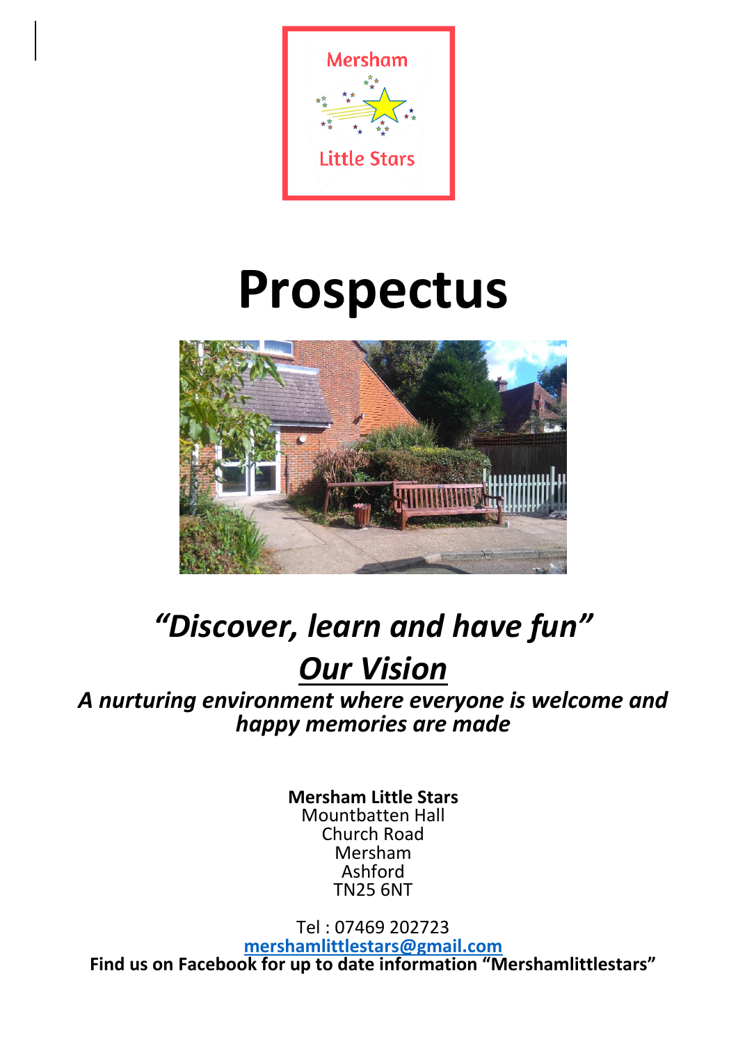Mersham

Little Stars

# Prospectus

## *"Discover, learn and have fun"*

## ***Our Vision***

***A nurturing environment where everyone is welcome and happy memories are made***

**Mersham Little Stars**
Mountbatten Hall
Church Road
Mersham
Ashford
TN25 6NT

Tel : 07469 202723
[mershamlittlestars@gmail.com](mailto:mershamlittlestars@gmail.com)
**Find us on Facebook for up to date information "Mershamlittlestars"**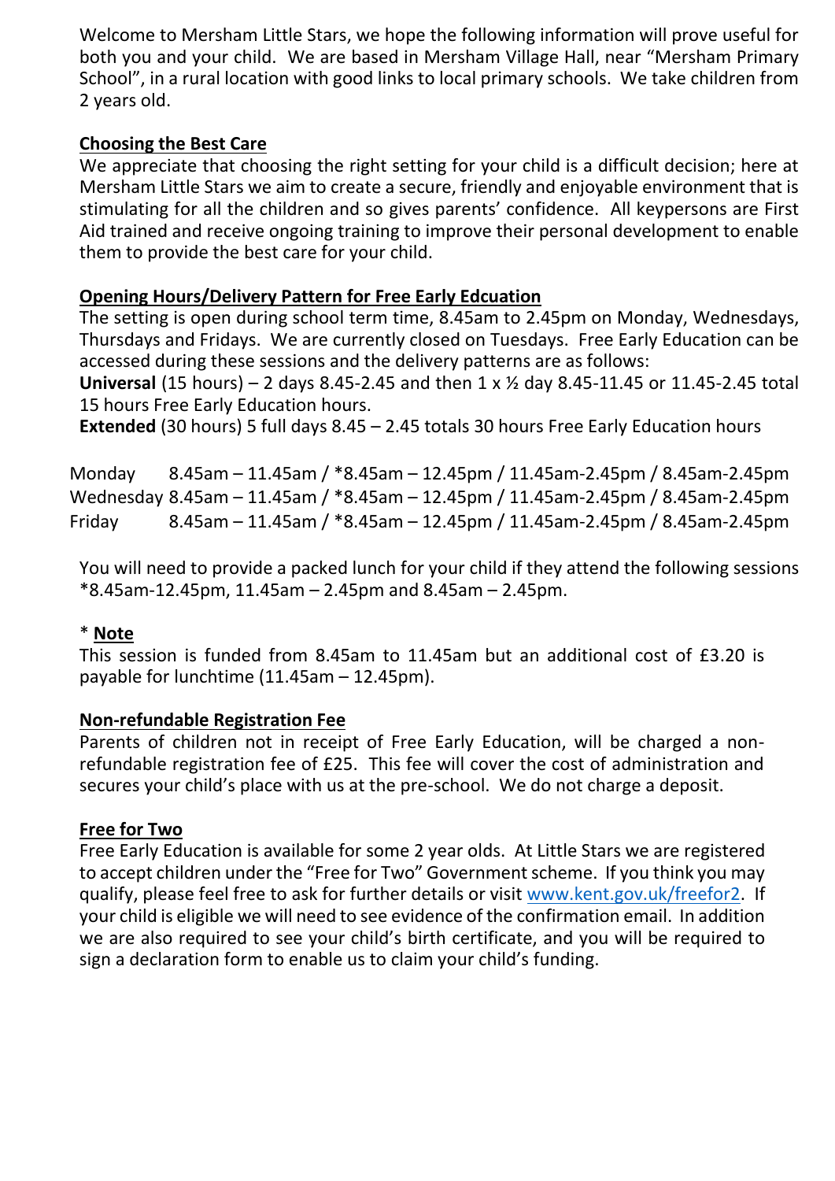Welcome to Mersham Little Stars, we hope the following information will prove useful for both you and your child. We are based in Mersham Village Hall, near "Mersham Primary School", in a rural location with good links to local primary schools. We take children from 2 years old.

## Choosing the Best Care

We appreciate that choosing the right setting for your child is a difficult decision; here at Mersham Little Stars we aim to create a secure, friendly and enjoyable environment that is stimulating for all the children and so gives parents' confidence. All keypersons are First Aid trained and receive ongoing training to improve their personal development to enable them to provide the best care for your child.

## Opening Hours/Delivery Pattern for Free Early Edcuation

The setting is open during school term time, 8.45am to 2.45pm on Monday, Wednesdays, Thursdays and Fridays. We are currently closed on Tuesdays. Free Early Education can be accessed during these sessions and the delivery patterns are as follows:

**Universal** (15 hours) – 2 days 8.45-2.45 and then 1 x ½ day 8.45-11.45 or 11.45-2.45 total 15 hours Free Early Education hours.

**Extended** (30 hours) 5 full days 8.45 – 2.45 totals 30 hours Free Early Education hours

| | |
|---|---|
| Monday | 8.45am – 11.45am / *8.45am – 12.45pm / 11.45am-2.45pm / 8.45am-2.45pm |
| Wednesday | 8.45am – 11.45am / *8.45am – 12.45pm / 11.45am-2.45pm / 8.45am-2.45pm |
| Friday | 8.45am – 11.45am / *8.45am – 12.45pm / 11.45am-2.45pm / 8.45am-2.45pm |

You will need to provide a packed lunch for your child if they attend the following sessions *8.45am-12.45pm, 11.45am – 2.45pm and 8.45am – 2.45pm.

## * Note

This session is funded from 8.45am to 11.45am but an additional cost of £3.20 is payable for lunchtime (11.45am – 12.45pm).

## Non-refundable Registration Fee

Parents of children not in receipt of Free Early Education, will be charged a non-refundable registration fee of £25. This fee will cover the cost of administration and secures your child's place with us at the pre-school. We do not charge a deposit.

## Free for Two

Free Early Education is available for some 2 year olds. At Little Stars we are registered to accept children under the "Free for Two" Government scheme. If you think you may qualify, please feel free to ask for further details or visit www.kent.gov.uk/freefor2. If your child is eligible we will need to see evidence of the confirmation email. In addition we are also required to see your child's birth certificate, and you will be required to sign a declaration form to enable us to claim your child's funding.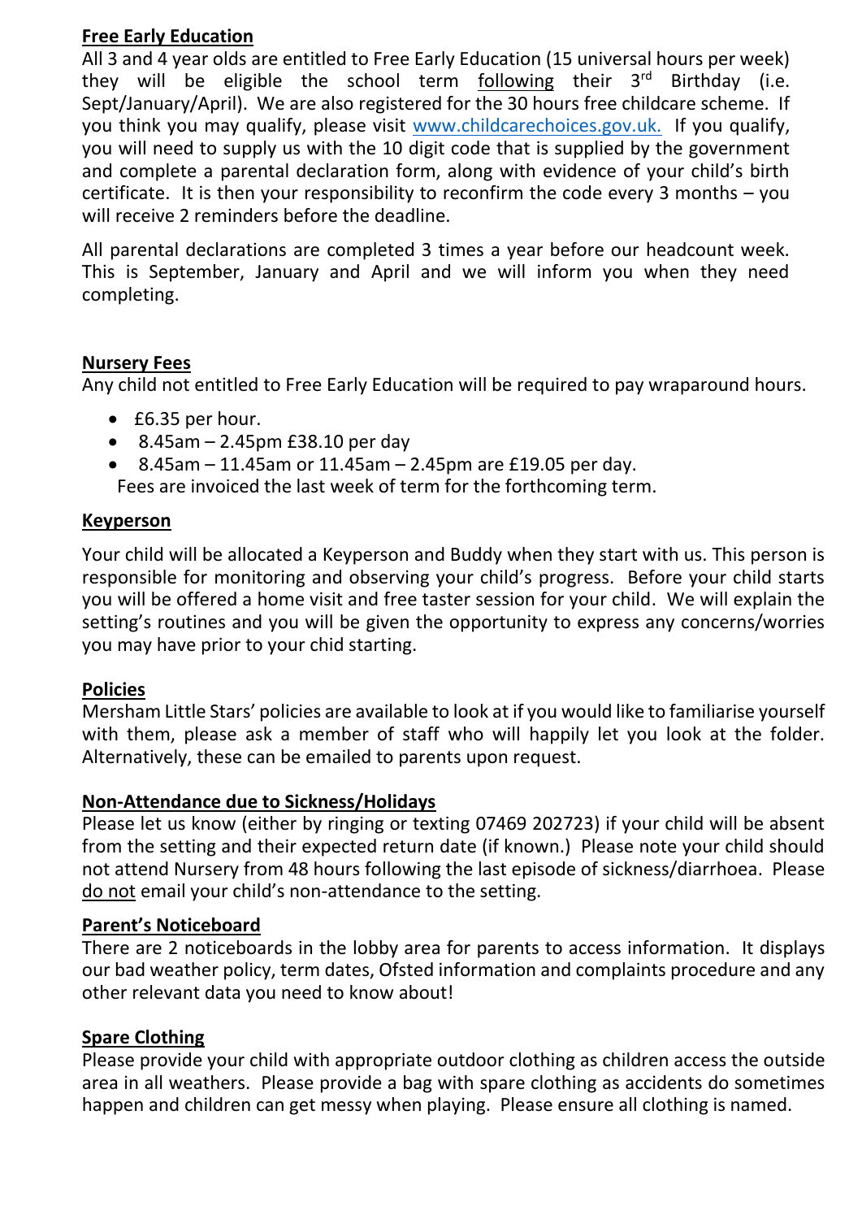**Free Early Education**

All 3 and 4 year olds are entitled to Free Early Education (15 universal hours per week) they will be eligible the school term following their 3rd Birthday (i.e. Sept/January/April). We are also registered for the 30 hours free childcare scheme. If you think you may qualify, please visit www.childcarechoices.gov.uk. If you qualify, you will need to supply us with the 10 digit code that is supplied by the government and complete a parental declaration form, along with evidence of your child's birth certificate. It is then your responsibility to reconfirm the code every 3 months – you will receive 2 reminders before the deadline.

All parental declarations are completed 3 times a year before our headcount week. This is September, January and April and we will inform you when they need completing.

**Nursery Fees**

Any child not entitled to Free Early Education will be required to pay wraparound hours.

- £6.35 per hour.
- 8.45am – 2.45pm £38.10 per day
- 8.45am – 11.45am or 11.45am – 2.45pm are £19.05 per day.

Fees are invoiced the last week of term for the forthcoming term.

**Keyperson**

Your child will be allocated a Keyperson and Buddy when they start with us. This person is responsible for monitoring and observing your child's progress. Before your child starts you will be offered a home visit and free taster session for your child. We will explain the setting's routines and you will be given the opportunity to express any concerns/worries you may have prior to your chid starting.

**Policies**

Mersham Little Stars' policies are available to look at if you would like to familiarise yourself with them, please ask a member of staff who will happily let you look at the folder. Alternatively, these can be emailed to parents upon request.

**Non-Attendance due to Sickness/Holidays**

Please let us know (either by ringing or texting 07469 202723) if your child will be absent from the setting and their expected return date (if known.) Please note your child should not attend Nursery from 48 hours following the last episode of sickness/diarrhoea. Please do not email your child's non-attendance to the setting.

**Parent's Noticeboard**

There are 2 noticeboards in the lobby area for parents to access information. It displays our bad weather policy, term dates, Ofsted information and complaints procedure and any other relevant data you need to know about!

**Spare Clothing**

Please provide your child with appropriate outdoor clothing as children access the outside area in all weathers. Please provide a bag with spare clothing as accidents do sometimes happen and children can get messy when playing. Please ensure all clothing is named.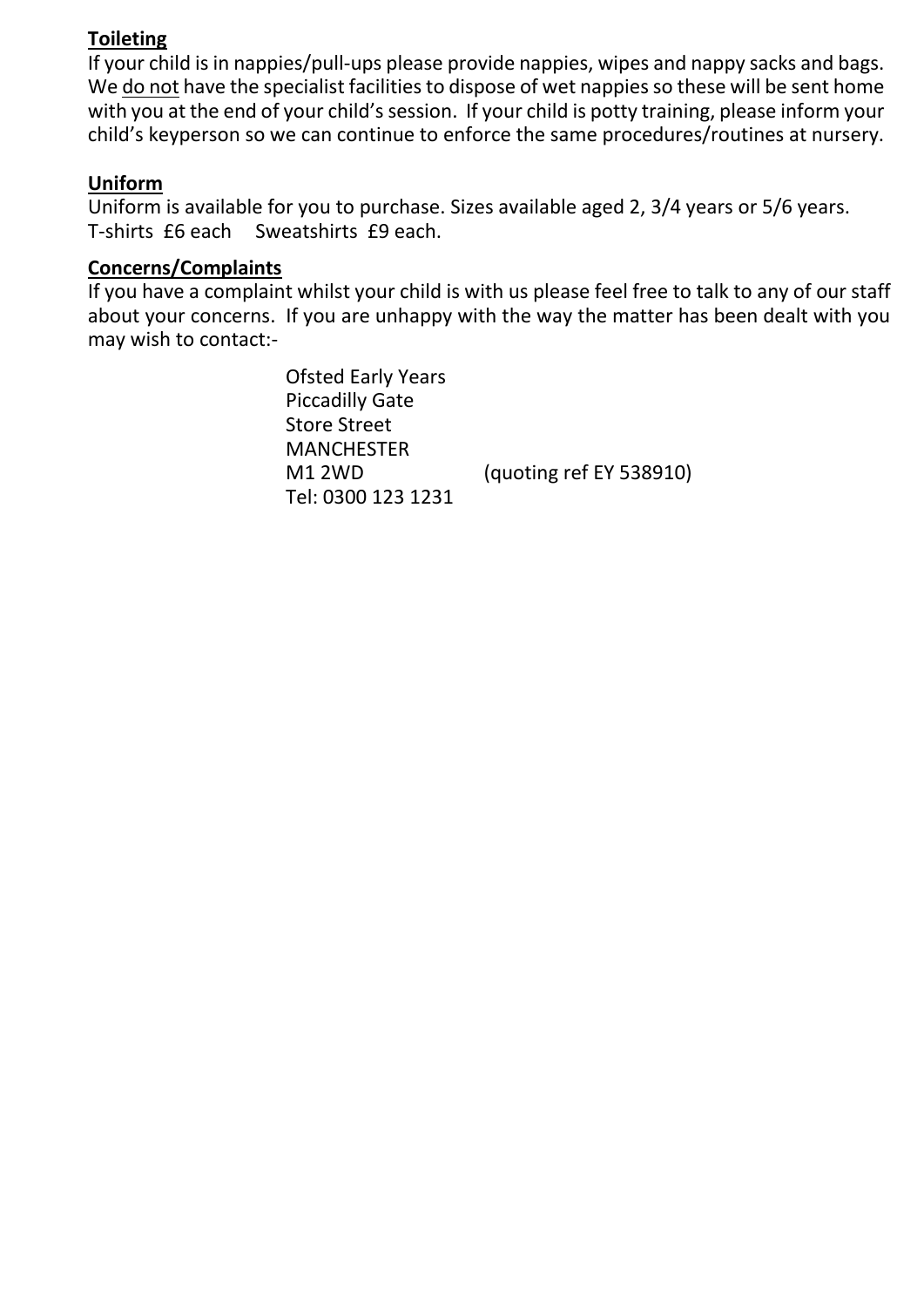**<u>Toileting</u>**

If your child is in nappies/pull-ups please provide nappies, wipes and nappy sacks and bags. We <u>do not</u> have the specialist facilities to dispose of wet nappies so these will be sent home with you at the end of your child's session. If your child is potty training, please inform your child's keyperson so we can continue to enforce the same procedures/routines at nursery.

**<u>Uniform</u>**

Uniform is available for you to purchase. Sizes available aged 2, 3/4 years or 5/6 years.
T-shirts £6 each     Sweatshirts £9 each.

**<u>Concerns/Complaints</u>**

If you have a complaint whilst your child is with us please feel free to talk to any of our staff about your concerns. If you are unhappy with the way the matter has been dealt with you may wish to contact:-

Ofsted Early Years
Piccadilly Gate
Store Street
MANCHESTER
M1 2WD     (quoting ref EY 538910)
Tel: 0300 123 1231